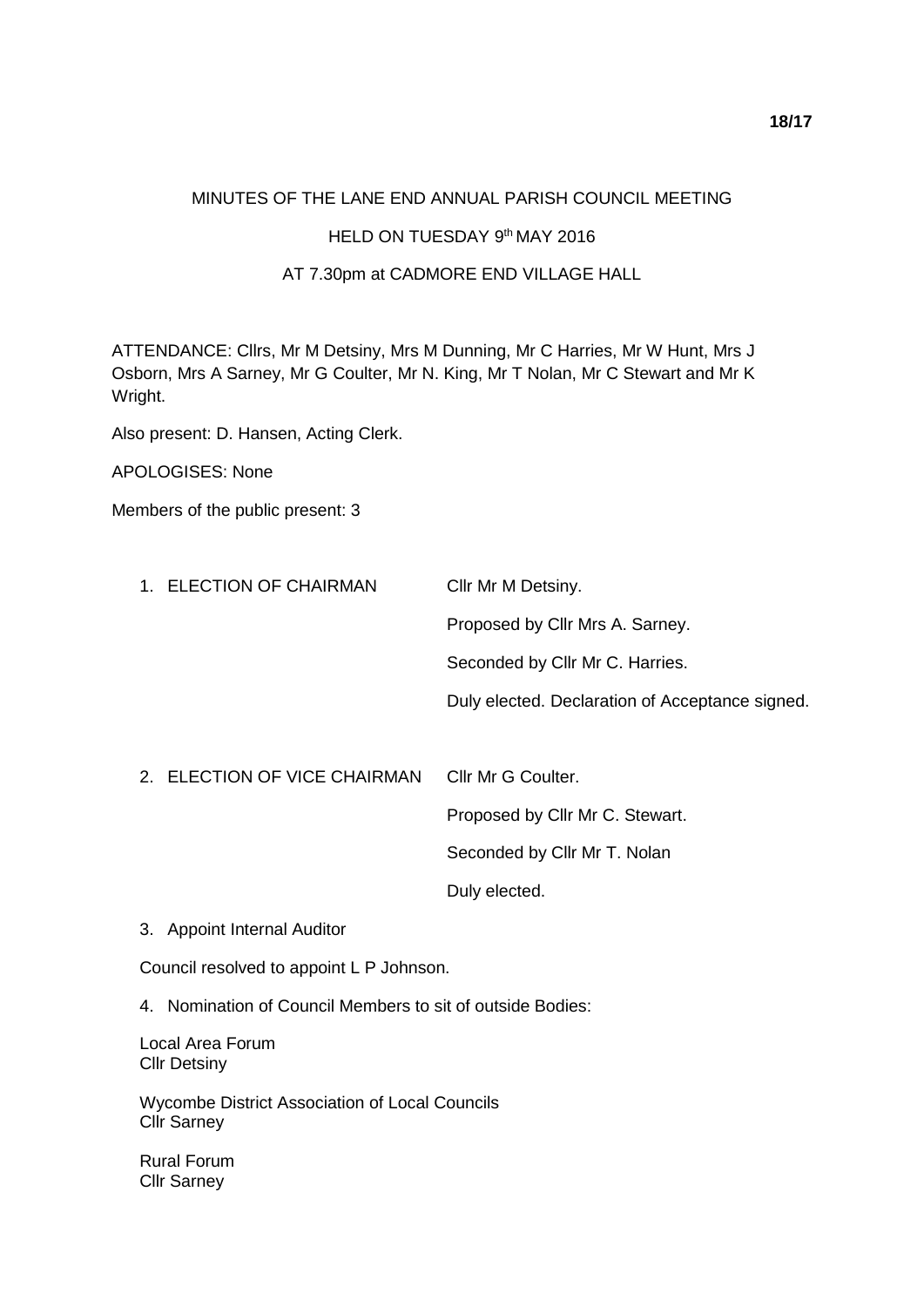MINUTES OF THE LANE END ANNUAL PARISH COUNCIL MEETING

HELD ON TUESDAY 9th MAY 2016

AT 7.30pm at CADMORE END VILLAGE HALL

ATTENDANCE: Cllrs, Mr M Detsiny, Mrs M Dunning, Mr C Harries, Mr W Hunt, Mrs J Osborn, Mrs A Sarney, Mr G Coulter, Mr N. King, Mr T Nolan, Mr C Stewart and Mr K Wright.

Also present: D. Hansen, Acting Clerk.

APOLOGISES: None

Members of the public present: 3

1. ELECTION OF CHAIRMAN

   Cllr Mr M Detsiny.

   Proposed by Cllr Mrs A. Sarney.

   Seconded by Cllr Mr C. Harries.

   Duly elected. Declaration of Acceptance signed.

2. ELECTION OF VICE CHAIRMAN

   Cllr Mr G Coulter.

   Proposed by Cllr Mr C. Stewart.

   Seconded by Cllr Mr T. Nolan

   Duly elected.

3. Appoint Internal Auditor

Council resolved to appoint L P Johnson.

4. Nomination of Council Members to sit of outside Bodies:

   Local Area Forum
   Cllr Detsiny

   Wycombe District Association of Local Councils
   Cllr Sarney

   Rural Forum
   Cllr Sarney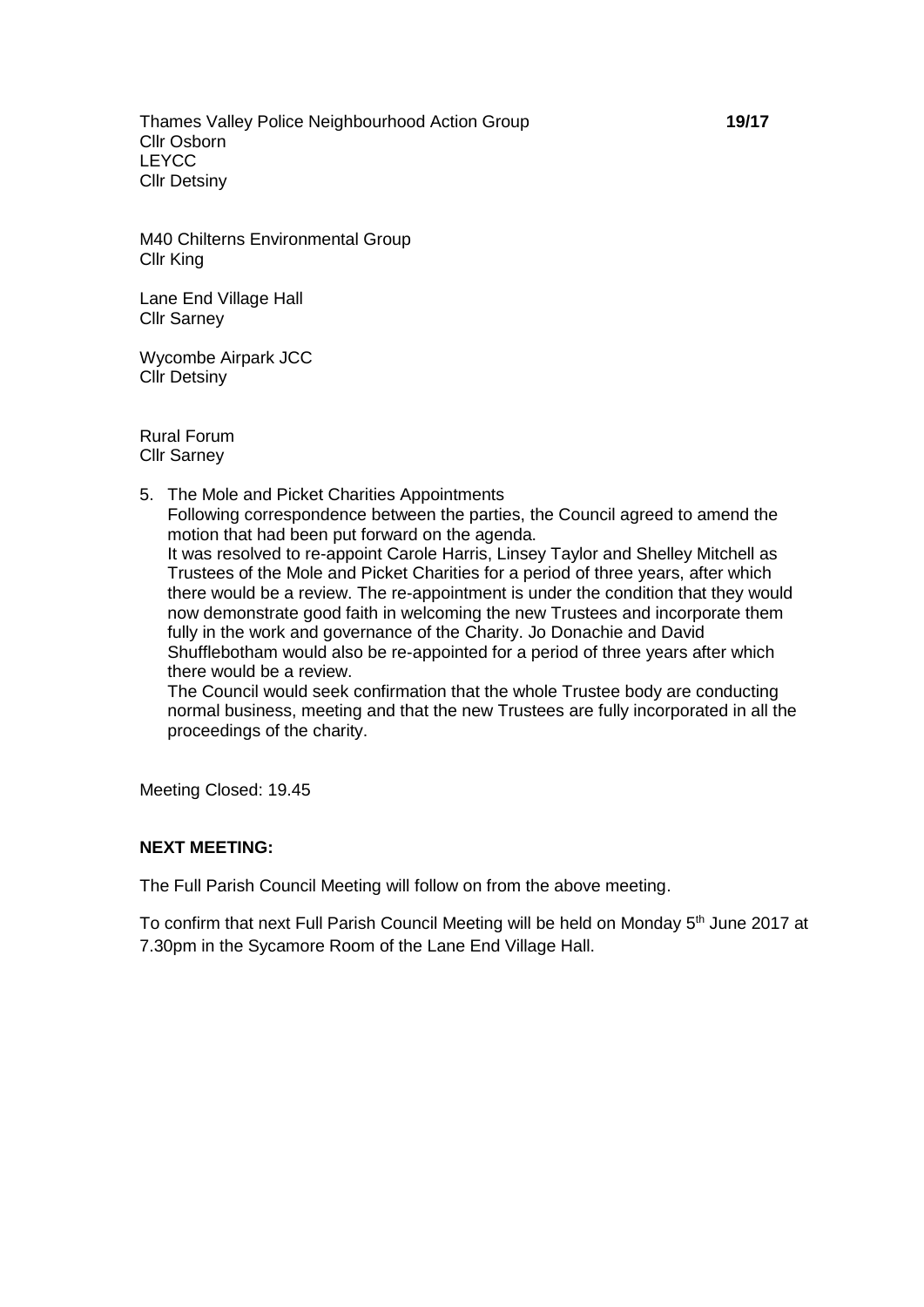Thames Valley Police Neighbourhood Action Group
Cllr Osborn
LEYCC
Cllr Detsiny

M40 Chilterns Environmental Group
Cllr King

Lane End Village Hall
Cllr Sarney

Wycombe Airpark JCC
Cllr Detsiny

Rural Forum
Cllr Sarney

5. The Mole and Picket Charities Appointments
   Following correspondence between the parties, the Council agreed to amend the motion that had been put forward on the agenda.
   It was resolved to re-appoint Carole Harris, Linsey Taylor and Shelley Mitchell as Trustees of the Mole and Picket Charities for a period of three years, after which there would be a review. The re-appointment is under the condition that they would now demonstrate good faith in welcoming the new Trustees and incorporate them fully in the work and governance of the Charity. Jo Donachie and David Shufflebotham would also be re-appointed for a period of three years after which there would be a review.
   The Council would seek confirmation that the whole Trustee body are conducting normal business, meeting and that the new Trustees are fully incorporated in all the proceedings of the charity.

Meeting Closed: 19.45

**NEXT MEETING:**

The Full Parish Council Meeting will follow on from the above meeting.

To confirm that next Full Parish Council Meeting will be held on Monday 5th June 2017 at 7.30pm in the Sycamore Room of the Lane End Village Hall.